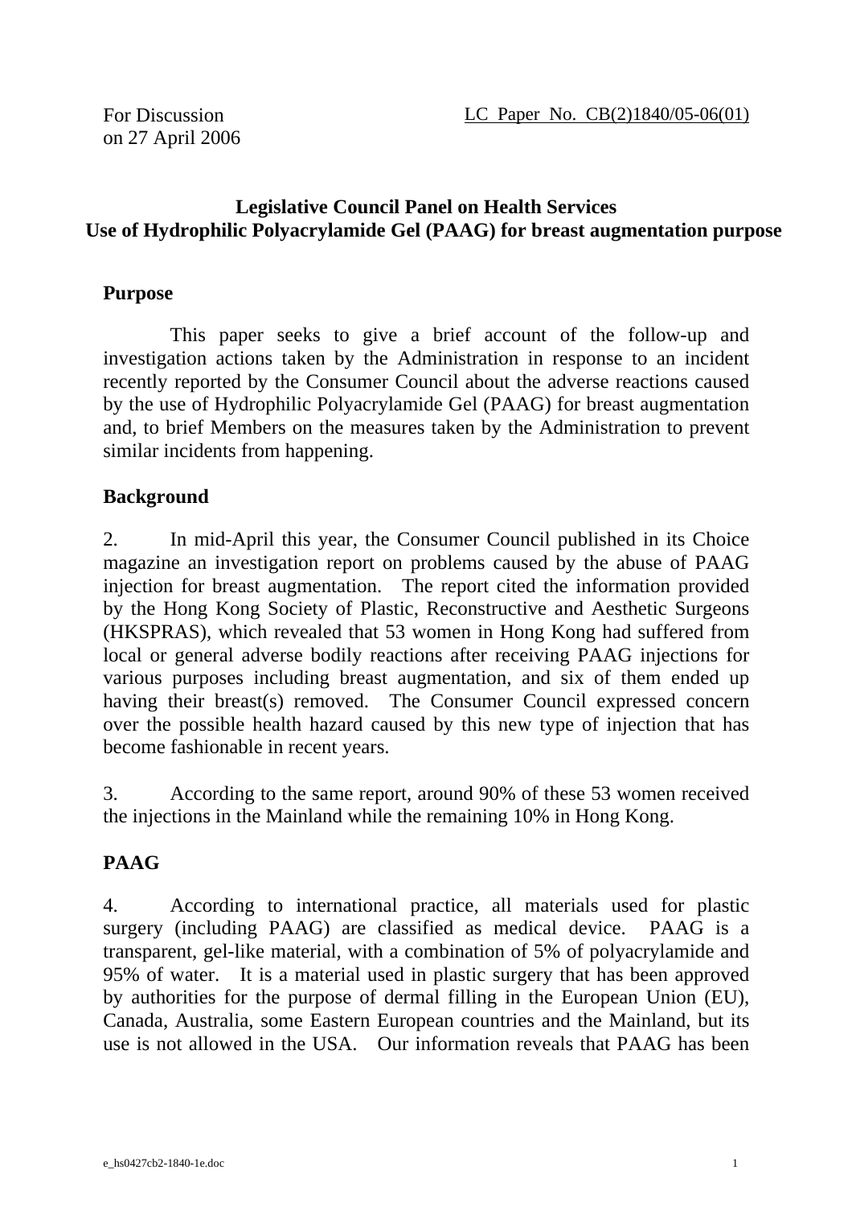For Discussion
on 27 April 2006

LC Paper No. CB(2)1840/05-06(01)

**Legislative Council Panel on Health Services**
**Use of Hydrophilic Polyacrylamide Gel (PAAG) for breast augmentation purpose**

## Purpose

This paper seeks to give a brief account of the follow-up and investigation actions taken by the Administration in response to an incident recently reported by the Consumer Council about the adverse reactions caused by the use of Hydrophilic Polyacrylamide Gel (PAAG) for breast augmentation and, to brief Members on the measures taken by the Administration to prevent similar incidents from happening.

## Background

2. In mid-April this year, the Consumer Council published in its Choice magazine an investigation report on problems caused by the abuse of PAAG injection for breast augmentation. The report cited the information provided by the Hong Kong Society of Plastic, Reconstructive and Aesthetic Surgeons (HKSPRAS), which revealed that 53 women in Hong Kong had suffered from local or general adverse bodily reactions after receiving PAAG injections for various purposes including breast augmentation, and six of them ended up having their breast(s) removed. The Consumer Council expressed concern over the possible health hazard caused by this new type of injection that has become fashionable in recent years.

3. According to the same report, around 90% of these 53 women received the injections in the Mainland while the remaining 10% in Hong Kong.

## PAAG

4. According to international practice, all materials used for plastic surgery (including PAAG) are classified as medical device. PAAG is a transparent, gel-like material, with a combination of 5% of polyacrylamide and 95% of water. It is a material used in plastic surgery that has been approved by authorities for the purpose of dermal filling in the European Union (EU), Canada, Australia, some Eastern European countries and the Mainland, but its use is not allowed in the USA. Our information reveals that PAAG has been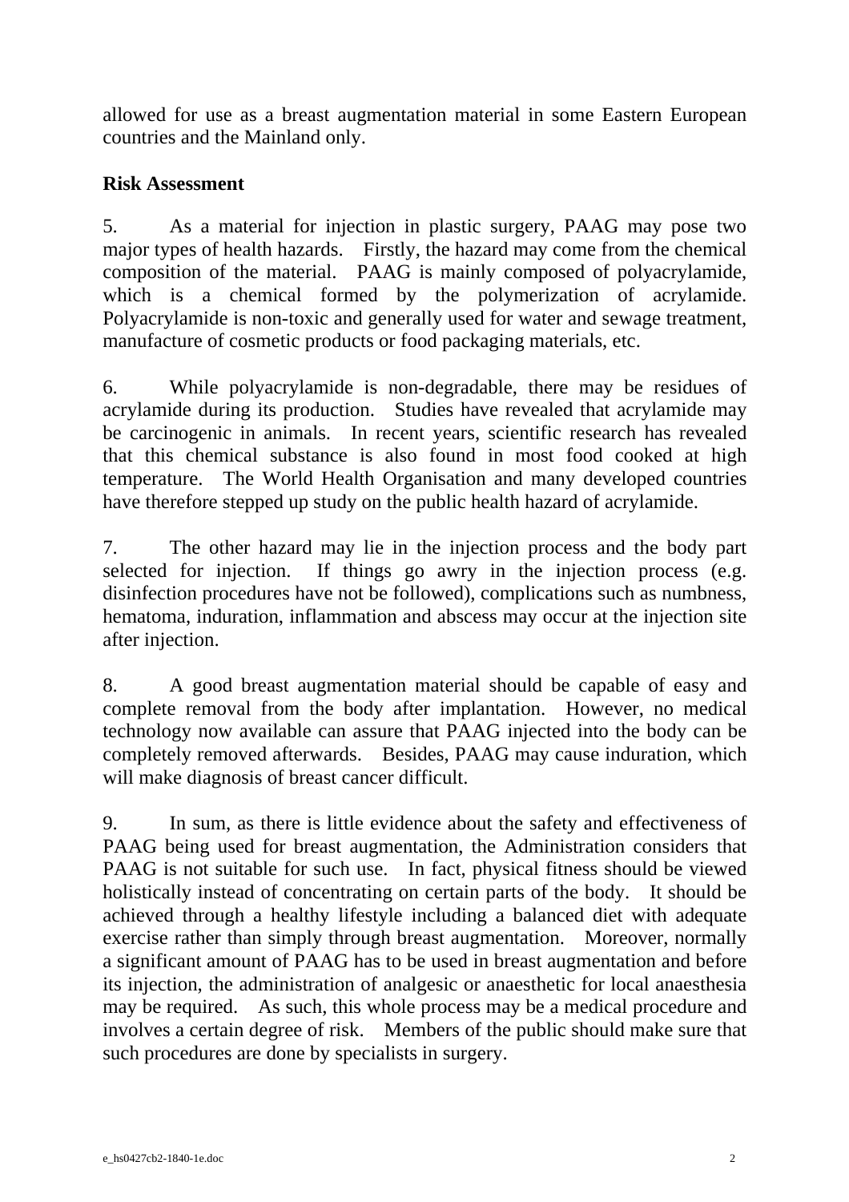allowed for use as a breast augmentation material in some Eastern European countries and the Mainland only.

**Risk Assessment**

5. As a material for injection in plastic surgery, PAAG may pose two major types of health hazards. Firstly, the hazard may come from the chemical composition of the material. PAAG is mainly composed of polyacrylamide, which is a chemical formed by the polymerization of acrylamide. Polyacrylamide is non-toxic and generally used for water and sewage treatment, manufacture of cosmetic products or food packaging materials, etc.

6. While polyacrylamide is non-degradable, there may be residues of acrylamide during its production. Studies have revealed that acrylamide may be carcinogenic in animals. In recent years, scientific research has revealed that this chemical substance is also found in most food cooked at high temperature. The World Health Organisation and many developed countries have therefore stepped up study on the public health hazard of acrylamide.

7. The other hazard may lie in the injection process and the body part selected for injection. If things go awry in the injection process (e.g. disinfection procedures have not be followed), complications such as numbness, hematoma, induration, inflammation and abscess may occur at the injection site after injection.

8. A good breast augmentation material should be capable of easy and complete removal from the body after implantation. However, no medical technology now available can assure that PAAG injected into the body can be completely removed afterwards. Besides, PAAG may cause induration, which will make diagnosis of breast cancer difficult.

9. In sum, as there is little evidence about the safety and effectiveness of PAAG being used for breast augmentation, the Administration considers that PAAG is not suitable for such use. In fact, physical fitness should be viewed holistically instead of concentrating on certain parts of the body. It should be achieved through a healthy lifestyle including a balanced diet with adequate exercise rather than simply through breast augmentation. Moreover, normally a significant amount of PAAG has to be used in breast augmentation and before its injection, the administration of analgesic or anaesthetic for local anaesthesia may be required. As such, this whole process may be a medical procedure and involves a certain degree of risk. Members of the public should make sure that such procedures are done by specialists in surgery.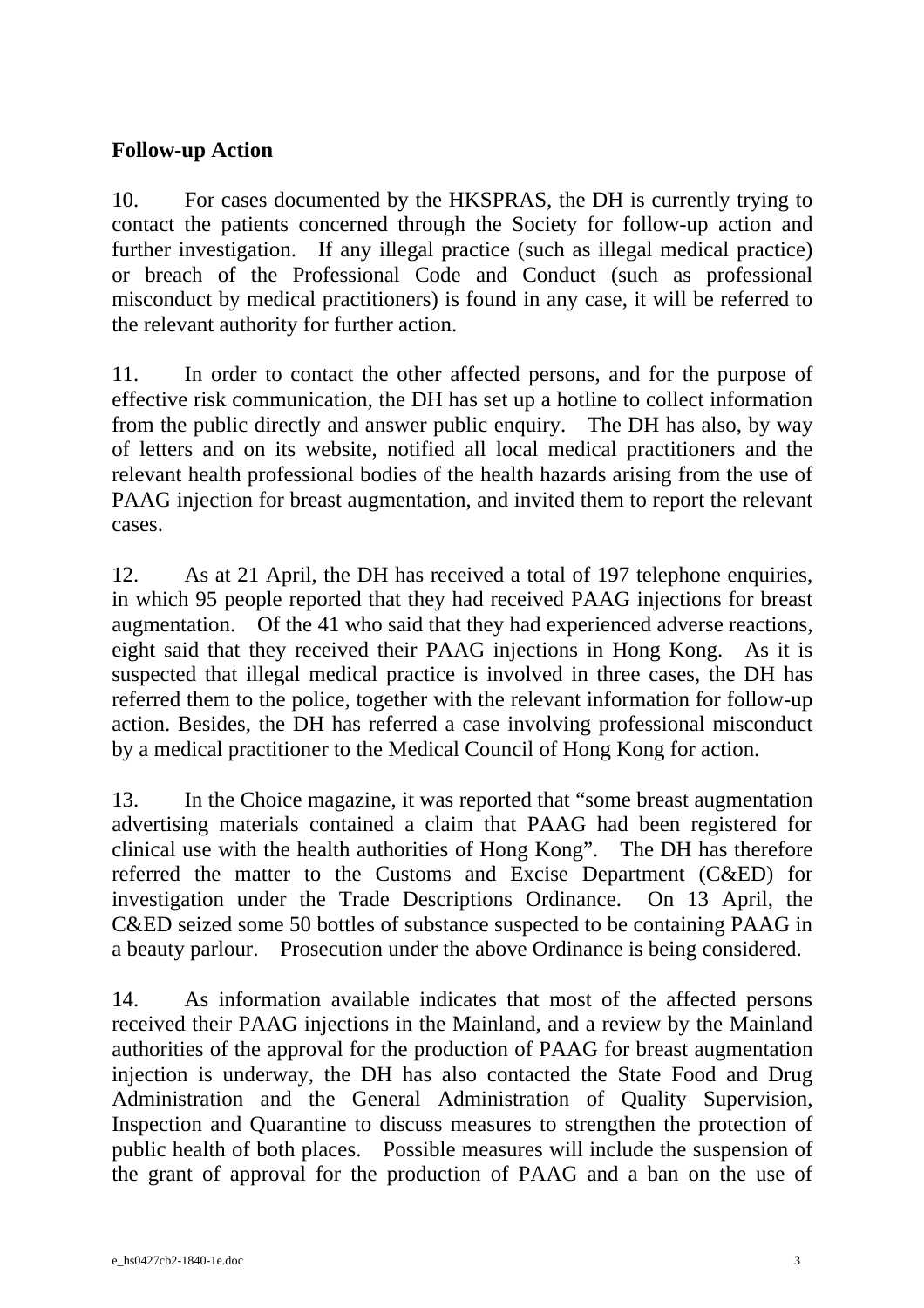**Follow-up Action**

10. For cases documented by the HKSPRAS, the DH is currently trying to contact the patients concerned through the Society for follow-up action and further investigation. If any illegal practice (such as illegal medical practice) or breach of the Professional Code and Conduct (such as professional misconduct by medical practitioners) is found in any case, it will be referred to the relevant authority for further action.

11. In order to contact the other affected persons, and for the purpose of effective risk communication, the DH has set up a hotline to collect information from the public directly and answer public enquiry. The DH has also, by way of letters and on its website, notified all local medical practitioners and the relevant health professional bodies of the health hazards arising from the use of PAAG injection for breast augmentation, and invited them to report the relevant cases.

12. As at 21 April, the DH has received a total of 197 telephone enquiries, in which 95 people reported that they had received PAAG injections for breast augmentation. Of the 41 who said that they had experienced adverse reactions, eight said that they received their PAAG injections in Hong Kong. As it is suspected that illegal medical practice is involved in three cases, the DH has referred them to the police, together with the relevant information for follow-up action. Besides, the DH has referred a case involving professional misconduct by a medical practitioner to the Medical Council of Hong Kong for action.

13. In the Choice magazine, it was reported that "some breast augmentation advertising materials contained a claim that PAAG had been registered for clinical use with the health authorities of Hong Kong". The DH has therefore referred the matter to the Customs and Excise Department (C&ED) for investigation under the Trade Descriptions Ordinance. On 13 April, the C&ED seized some 50 bottles of substance suspected to be containing PAAG in a beauty parlour. Prosecution under the above Ordinance is being considered.

14. As information available indicates that most of the affected persons received their PAAG injections in the Mainland, and a review by the Mainland authorities of the approval for the production of PAAG for breast augmentation injection is underway, the DH has also contacted the State Food and Drug Administration and the General Administration of Quality Supervision, Inspection and Quarantine to discuss measures to strengthen the protection of public health of both places. Possible measures will include the suspension of the grant of approval for the production of PAAG and a ban on the use of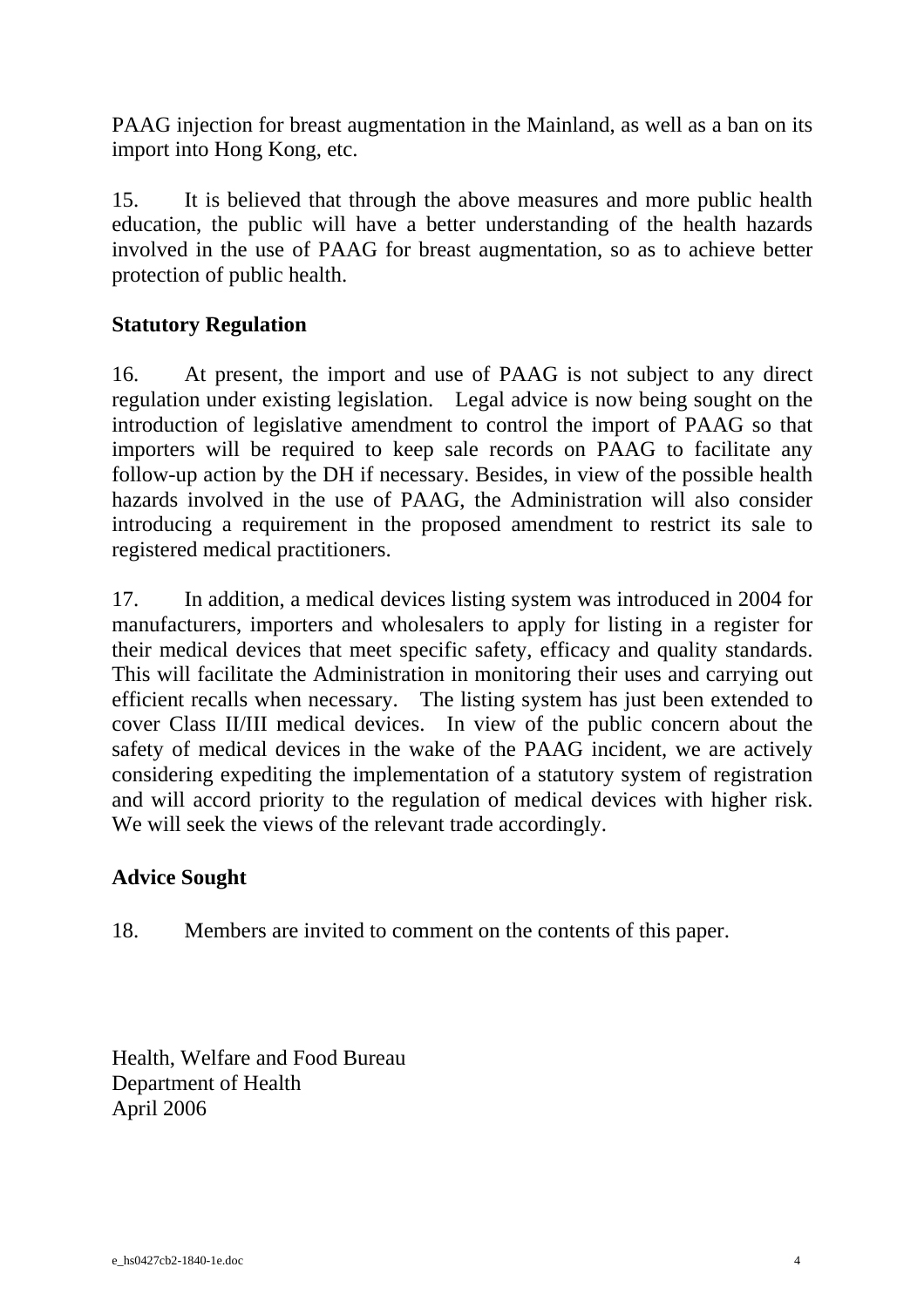PAAG injection for breast augmentation in the Mainland, as well as a ban on its import into Hong Kong, etc.

15. It is believed that through the above measures and more public health education, the public will have a better understanding of the health hazards involved in the use of PAAG for breast augmentation, so as to achieve better protection of public health.

**Statutory Regulation**

16. At present, the import and use of PAAG is not subject to any direct regulation under existing legislation. Legal advice is now being sought on the introduction of legislative amendment to control the import of PAAG so that importers will be required to keep sale records on PAAG to facilitate any follow-up action by the DH if necessary. Besides, in view of the possible health hazards involved in the use of PAAG, the Administration will also consider introducing a requirement in the proposed amendment to restrict its sale to registered medical practitioners.

17. In addition, a medical devices listing system was introduced in 2004 for manufacturers, importers and wholesalers to apply for listing in a register for their medical devices that meet specific safety, efficacy and quality standards. This will facilitate the Administration in monitoring their uses and carrying out efficient recalls when necessary. The listing system has just been extended to cover Class II/III medical devices. In view of the public concern about the safety of medical devices in the wake of the PAAG incident, we are actively considering expediting the implementation of a statutory system of registration and will accord priority to the regulation of medical devices with higher risk. We will seek the views of the relevant trade accordingly.

**Advice Sought**

18. Members are invited to comment on the contents of this paper.

Health, Welfare and Food Bureau
Department of Health
April 2006